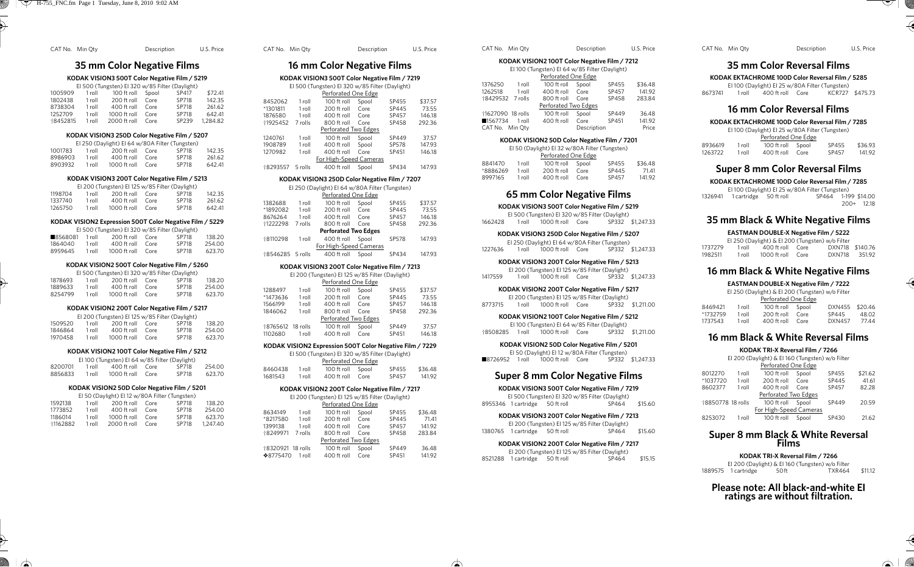## 35 mm Color Negative Films

### KODAK VISION3 500T Color Negative Film / 5219

EI 500 (Tungsten) EI 320 w/85 Filter (Daylight)

| CAT No. | Min Qty | Description | | | U.S. Price |
|---|---|---|---|---|---|
| 1005909 | 1 roll | 100 ft roll | Spool | SP417 | $72.41 |
| 1802438 | 1 roll | 200 ft roll | Core | SP718 | 142.35 |
| 8738304 | 1 roll | 400 ft roll | Core | SP718 | 261.62 |
| 1252709 | 1 roll | 1000 ft roll | Core | SP718 | 642.41 |
| †8452815 | 1 roll | 2000 ft roll | Core | SP239 | 1,284.82 |

### KODAK VISION3 250D Color Negative Film / 5207

EI 250 (Daylight) EI 64 w/80A Filter (Tungsten)

| CAT No. | Min Qty | Description | | | U.S. Price |
|---|---|---|---|---|---|
| 1001783 | 1 roll | 200 ft roll | Core | SP718 | 142.35 |
| 8986903 | 1 roll | 400 ft roll | Core | SP718 | 261.62 |
| 8903932 | 1 roll | 1000 ft roll | Core | SP718 | 642.41 |

### KODAK VISION3 200T Color Negative Film / 5213

EI 200 (Tungsten) EI 125 w/85 Filter (Daylight)

| CAT No. | Min Qty | Description | | | U.S. Price |
|---|---|---|---|---|---|
| 1198704 | 1 roll | 200 ft roll | Core | SP718 | 142.35 |
| 1337740 | 1 roll | 400 ft roll | Core | SP718 | 261.62 |
| 1265750 | 1 roll | 1000 ft roll | Core | SP718 | 642.41 |

### KODAK VISION2 Expression 500T Color Negative Film / 5229

EI 500 (Tungsten) EI 320 w/85 Filter (Daylight)

| CAT No. | Min Qty | Description | | | U.S. Price |
|---|---|---|---|---|---|
| ■8568081 | 1 roll | 200 ft roll | Core | SP718 | 138.20 |
| 1864040 | 1 roll | 400 ft roll | Core | SP718 | 254.00 |
| 8959645 | 1 roll | 1000 ft roll | Core | SP718 | 623.70 |

### KODAK VISION2 500T Color Negative Film / 5260

EI 500 (Tungsten) EI 320 w/85 Filter (Daylight)

| CAT No. | Min Qty | Description | | | U.S. Price |
|---|---|---|---|---|---|
| 1878693 | 1 roll | 200 ft roll | Core | SP718 | 138.20 |
| 1889633 | 1 roll | 400 ft roll | Core | SP718 | 254.00 |
| 8254799 | 1 roll | 1000 ft roll | Core | SP718 | 623.70 |

### KODAK VISION2 200T Color Negative Film / 5217

EI 200 (Tungsten) EI 125 w/85 Filter (Daylight)

| CAT No. | Min Qty | Description | | | U.S. Price |
|---|---|---|---|---|---|
| 1509520 | 1 roll | 200 ft roll | Core | SP718 | 138.20 |
| 1846864 | 1 roll | 400 ft roll | Core | SP718 | 254.00 |
| 1970458 | 1 roll | 1000 ft roll | Core | SP718 | 623.70 |

### KODAK VISION2 100T Color Negative Film / 5212

EI 100 (Tungsten) EI 64 w/85 Filter (Daylight)

| CAT No. | Min Qty | Description | | | U.S. Price |
|---|---|---|---|---|---|
| 8200701 | 1 roll | 400 ft roll | Core | SP718 | 254.00 |
| 8856833 | 1 roll | 1000 ft roll | Core | SP718 | 623.70 |

### KODAK VISION2 50D Color Negative Film / 5201

EI 50 (Daylight) EI 12 w/80A Filter (Tungsten)

| CAT No. | Min Qty | Description | | | U.S. Price |
|---|---|---|---|---|---|
| 1592138 | 1 roll | 200 ft roll | Core | SP718 | 138.20 |
| 1773852 | 1 roll | 400 ft roll | Core | SP718 | 254.00 |
| 1186014 | 1 roll | 1000 ft roll | Core | SP718 | 623.70 |
| †1162882 | 1 roll | 2000 ft roll | Core | SP718 | 1,247.40 |

## 16 mm Color Negative Films

### KODAK VISION3 500T Color Negative Film / 7219

EI 500 (Tungsten) EI 320 w/85 Filter (Daylight)

| CAT No. | Min Qty | Description | | | U.S. Price |
|---|---|---|---|---|---|
| | | Perforated One Edge | | | |
| 8452062 | 1 roll | 100 ft roll | Spool | SP455 | $37.57 |
| *1301811 | 1 roll | 200 ft roll | Core | SP445 | 73.55 |
| 1876580 | 1 roll | 400 ft roll | Core | SP457 | 146.18 |
| †1925452 | 7 rolls | 800 ft roll | Core | SP458 | 292.36 |
| | | Perforated Two Edges | | | |
| 1240761 | 1 roll | 100 ft roll | Spool | SP449 | 37.57 |
| 1908789 | 1 roll | 400 ft roll | Spool | SP578 | 147.93 |
| 1270982 | 1 roll | 400 ft roll | Core | SP451 | 146.18 |
| | | For High-Speed Cameras | | | |
| †8293557 | 5 rolls | 400 ft roll | Spool | SP434 | 147.93 |

### KODAK VISION3 250D Color Negative Film / 7207

EI 250 (Daylight) EI 64 w/80A Filter (Tungsten)

| CAT No. | Min Qty | Description | | | U.S. Price |
|---|---|---|---|---|---|
| | | Perforated One Edge | | | |
| 1382688 | 1 roll | 100 ft roll | Spool | SP455 | $37.57 |
| *1892082 | 1 roll | 200 ft roll | Core | SP445 | 73.55 |
| 8676264 | 1 roll | 400 ft roll | Core | SP457 | 146.18 |
| †1222298 | 7 rolls | 800 ft roll | Core | SP458 | 292.36 |
| | | **Perforated Two Edges** | | | |
| †8110298 | 1 roll | 400 ft roll | Spool | SP578 | 147.93 |
| | | For High-Speed Cameras | | | |
| †8546285 | 5 rolls | 400 ft roll | Spool | SP434 | 147.93 |

### KODAK VISION3 200T Color Negative Film / 7213

EI 200 (Tungsten) EI 125 w/85 Filter (Daylight)

| CAT No. | Min Qty | Description | | | U.S. Price |
|---|---|---|---|---|---|
| | | Perforated One Edge | | | |
| 1288497 | 1 roll | 100 ft roll | Spool | SP455 | $37.57 |
| *1473636 | 1 roll | 200 ft roll | Core | SP445 | 73.55 |
| 1566199 | 1 roll | 400 ft roll | Core | SP457 | 146.18 |
| 1846062 | 1 roll | 800 ft roll | Core | SP458 | 292.36 |
| | | Perforated Two Edges | | | |
| †8765612 | 18 rolls | 100 ft roll | Spool | SP449 | 37.57 |
| 1102680 | 1 roll | 400 ft roll | Core | SP451 | 146.18 |

### KODAK VISION2 Expression 500T Color Negative Film / 7229

EI 500 (Tungsten) EI 320 w/85 Filter (Daylight)

| CAT No. | Min Qty | Description | | | U.S. Price |
|---|---|---|---|---|---|
| | | Perforated One Edge | | | |
| 8460438 | 1 roll | 100 ft roll | Spool | SP455 | $36.48 |
| 1681543 | 1 roll | 400 ft roll | Core | SP457 | 141.92 |

### KODAK VISION2 200T Color Negative Film / 7217

EI 200 (Tungsten) EI 125 w/85 Filter (Daylight)

| CAT No. | Min Qty | Description | | | U.S. Price |
|---|---|---|---|---|---|
| | | Perforated One Edge | | | |
| 8634149 | 1 roll | 100 ft roll | Spool | SP455 | $36.48 |
| *8217580 | 1 roll | 200 ft roll | Core | SP445 | 71.41 |
| 1399138 | 1 roll | 400 ft roll | Core | SP457 | 141.92 |
| †8249971 | 7 rolls | 800 ft roll | Core | SP458 | 283.84 |
| | | Perforated Two Edges | | | |
| †8320921 | 18 rolls | 100 ft roll | Spool | SP449 | 36.48 |
| ❖8775470 | 1 roll | 400 ft roll | Core | SP451 | 141.92 |

### KODAK VISION2 100T Color Negative Film / 7212

EI 100 (Tungsten) EI 64 w/85 Filter (Daylight)

| CAT No. | Min Qty | Description | | | U.S. Price |
|---|---|---|---|---|---|
| | | Perforated One Edge | | | |
| 1376250 | 1 roll | 100 ft roll | Spool | SP455 | $36.48 |
| 1262518 | 1 roll | 400 ft roll | Core | SP457 | 141.92 |
| †8429532 | 7 rolls | 800 ft roll | Core | SP458 | 283.84 |
| | | Perforated Two Edges | | | |
| †1627090 | 18 rolls | 100 ft roll | Spool | SP449 | 36.48 |
| ■1567734 | 1 roll | 400 ft roll | Core | SP451 | 141.92 |

### KODAK VISION2 50D Color Negative Film / 7201

EI 50 (Daylight) EI 32 w/80A Filter (Tungsten)

| CAT No. | Min Qty | Description | | | Price |
|---|---|---|---|---|---|
| | | Perforated One Edge | | | |
| 8841470 | 1 roll | 100 ft roll | Spool | SP455 | $36.48 |
| *8886269 | 1 roll | 200 ft roll | Core | SP445 | 71.41 |
| 8997165 | 1 roll | 400 ft roll | Core | SP457 | 141.92 |

## 65 mm Color Negative Films

### KODAK VISION3 500T Color Negative Film / 5219

EI 500 (Tungsten) EI 320 w/85 Filter (Daylight)

| CAT No. | Min Qty | Description | | | U.S. Price |
|---|---|---|---|---|---|
| 1662428 | 1 roll | 1000 ft roll | Core | SP332 | $1,247.33 |

### KODAK VISION3 250D Color Negative Film / 5207

EI 250 (Daylight) EI 64 w/80A Filter (Tungsten)

| CAT No. | Min Qty | Description | | | U.S. Price |
|---|---|---|---|---|---|
| 1227636 | 1 roll | 1000 ft roll | Core | SP332 | $1,247.33 |

### KODAK VISION3 200T Color Negative Film / 5213

EI 200 (Tungsten) EI 125 w/85 Filter (Daylight)

| CAT No. | Min Qty | Description | | | U.S. Price |
|---|---|---|---|---|---|
| 1417559 | 1 roll | 1000 ft roll | Core | SP332 | $1,247.33 |

### KODAK VISION2 200T Color Negative Film / 5217

EI 200 (Tungsten) EI 125 w/85 Filter (Daylight)

| CAT No. | Min Qty | Description | | | U.S. Price |
|---|---|---|---|---|---|
| 8773715 | 1 roll | 1000 ft roll | Core | SP332 | $1,211.00 |

### KODAK VISION2 100T Color Negative Film / 5212

EI 100 (Tungsten) EI 64 w/85 Filter (Daylight)

| CAT No. | Min Qty | Description | | | U.S. Price |
|---|---|---|---|---|---|
| †8508285 | 1 roll | 1000 ft roll | Core | SP332 | $1,211.00 |

### KODAK VISION2 50D Color Negative Film / 5201

EI 50 (Daylight) EI 12 w/80A Filter (Tungsten)

| CAT No. | Min Qty | Description | | | U.S. Price |
|---|---|---|---|---|---|
| ■8726952 | 1 roll | 1000 ft roll | Core | SP332 | $1,247.33 |

## Super 8 mm Color Negative Films

### KODAK VISION3 500T Color Negative Film / 7219

EI 500 (Tungsten) EI 320 w/85 Filter (Daylight)

| CAT No. | Min Qty | Description | | U.S. Price |
|---|---|---|---|---|
| 8955346 | 1 cartridge | 50 ft roll | SP464 | $15.60 |

### KODAK VISION3 200T Color Negative Film / 7213

EI 200 (Tungsten) EI 125 w/85 Filter (Daylight)

| CAT No. | Min Qty | Description | | U.S. Price |
|---|---|---|---|---|
| 1380765 | 1 cartridge | 50 ft roll | SP464 | $15.60 |

### KODAK VISION2 200T Color Negative Film / 7217

EI 200 (Tungsten) EI 125 w/85 Filter (Daylight)

| CAT No. | Min Qty | Description | | U.S. Price |
|---|---|---|---|---|
| 8521288 | 1 cartridge | 50 ft roll | SP464 | $15.15 |

## 35 mm Color Reversal Films

### KODAK EKTACHROME 100D Color Reversal Film / 5285

EI 100 (Daylight) EI 25 w/80A Filter (Tungsten)

| CAT No. | Min Qty | Description | | | U.S. Price |
|---|---|---|---|---|---|
| 8673741 | 1 roll | 400 ft roll | Core | KCR727 | $475.73 |

## 16 mm Color Reversal Films

### KODAK EKTACHROME 100D Color Reversal Film / 7285

EI 100 (Daylight) EI 25 w/80A Filter (Tungsten)

| CAT No. | Min Qty | Description | | | U.S. Price |
|---|---|---|---|---|---|
| | | Perforated One Edge | | | |
| 8936619 | 1 roll | 100 ft roll | Spool | SP455 | $36.93 |
| 1263722 | 1 roll | 400 ft roll | Core | SP457 | 141.92 |

## Super 8 mm Color Reversal Films

### KODAK EKTACHROME 100D Color Reversal Film / 7285

EI 100 (Daylight) EI 25 w/80A Filter (Tungsten)

| CAT No. | Min Qty | Description | | | U.S. Price |
|---|---|---|---|---|---|
| 1326941 | 1 cartridge | 50 ft roll | SP464 | 1-199 | $14.00 |
| | | | | 200+ | 12.18 |

## 35 mm Black & White Negative Films

### EASTMAN DOUBLE-X Negative Film / 5222

EI 250 (Daylight) & EI 200 (Tungsten) w/o Filter

| CAT No. | Min Qty | Description | | | U.S. Price |
|---|---|---|---|---|---|
| 1737279 | 1 roll | 400 ft roll | Core | DXN718 | $140.76 |
| 1982511 | 1 roll | 1000 ft roll | Core | DXN718 | 351.92 |

## 16 mm Black & White Negative Films

### EASTMAN DOUBLE-X Negative Film / 7222

EI 250 (Daylight) & EI 200 (Tungsten) w/o Filter

| CAT No. | Min Qty | Description | | | U.S. Price |
|---|---|---|---|---|---|
| | | Perforated One Edge | | | |
| 8469421 | 1 roll | 100 ft roll | Spool | DXN455 | $20.46 |
| *1732759 | 1 roll | 200 ft roll | Core | SP445 | 48.02 |
| 1737543 | 1 roll | 400 ft roll | Core | DXN457 | 77.44 |

## 16 mm Black & White Reversal Films

### KODAK TRI-X Reversal Film / 7266

EI 200 (Daylight) & EI 160 (Tungsten) w/o Filter

| CAT No. | Min Qty | Description | | | U.S. Price |
|---|---|---|---|---|---|
| | | Perforated One Edge | | | |
| 8012270 | 1 roll | 100 ft roll | Spool | SP455 | $21.62 |
| *1037720 | 1 roll | 200 ft roll | Core | SP445 | 41.61 |
| 8602377 | 1 roll | 400 ft roll | Core | SP457 | 82.28 |
| | | Perforated Two Edges | | | |
| †8850778 | 18 rolls | 100 ft roll | Spool | SP449 | 20.59 |
| | | For High-Speed Cameras | | | |
| 8253072 | 1 roll | 100 ft roll | Spool | SP430 | 21.62 |

## Super 8 mm Black & White Reversal Films

### KODAK TRI-X Reversal Film / 7266

EI 200 (Daylight) & EI 160 (Tungsten) w/o Filter

| CAT No. | Min Qty | Description | | U.S. Price |
|---|---|---|---|---|
| 1889575 | 1 cartridge | 50ft | TXR464 | $11.12 |

**Please note: All black-and-white EI ratings are without filtration.**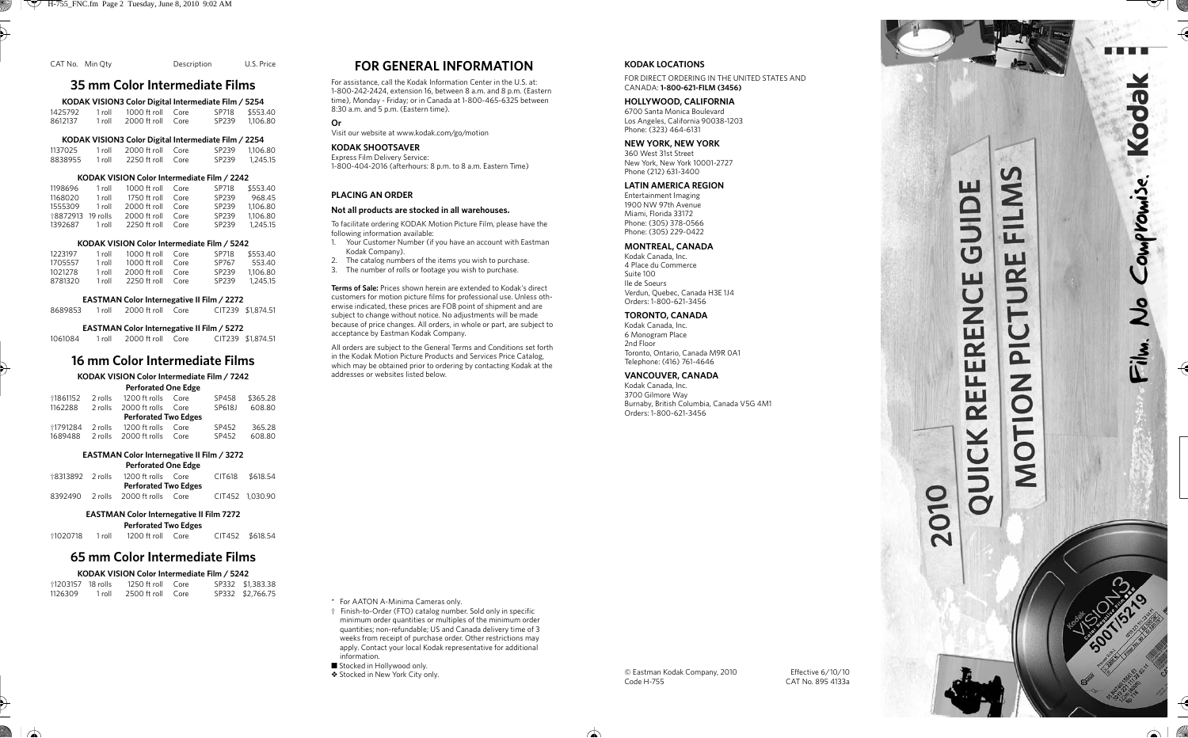| CAT No. | Min Qty | Description | | U.S. Price | |
|---|---|---|---|---|---|

## 35 mm Color Intermediate Films

### KODAK VISION3 Color Digital Intermediate Film / 5254

| | | | | | |
|---|---|---|---|---|---|
| 1425792 | 1 roll | 1000 ft roll | Core | SP718 | $553.40 |
| 8612137 | 1 roll | 2000 ft roll | Core | SP239 | 1,106.80 |

### KODAK VISION3 Color Digital Intermediate Film / 2254

| | | | | | |
|---|---|---|---|---|---|
| 1137025 | 1 roll | 2000 ft roll | Core | SP239 | 1,106.80 |
| 8838955 | 1 roll | 2250 ft roll | Core | SP239 | 1,245.15 |

### KODAK VISION Color Intermediate Film / 2242

| | | | | | |
|---|---|---|---|---|---|
| 1198696 | 1 roll | 1000 ft roll | Core | SP718 | $553.40 |
| 1168020 | 1 roll | 1750 ft roll | Core | SP239 | 968.45 |
| 1555309 | 1 roll | 2000 ft roll | Core | SP239 | 1,106.80 |
| †8872913 | 19 rolls | 2000 ft roll | Core | SP239 | 1,106.80 |
| 1392687 | 1 roll | 2250 ft roll | Core | SP239 | 1,245.15 |

### KODAK VISION Color Intermediate Film / 5242

| | | | | | |
|---|---|---|---|---|---|
| 1223197 | 1 roll | 1000 ft roll | Core | SP718 | $553.40 |
| 1705557 | 1 roll | 1000 ft roll | Core | SP767 | 553.40 |
| 1021278 | 1 roll | 2000 ft roll | Core | SP239 | 1,106.80 |
| 8781320 | 1 roll | 2250 ft roll | Core | SP239 | 1,245.15 |

### EASTMAN Color Internegative II Film / 2272

| | | | | | |
|---|---|---|---|---|---|
| 8689853 | 1 roll | 2000 ft roll | Core | CIT239 | $1,874.51 |

### EASTMAN Color Internegative II Film / 5272

| | | | | | |
|---|---|---|---|---|---|
| 1061084 | 1 roll | 2000 ft roll | Core | CIT239 | $1,874.51 |

## 16 mm Color Intermediate Films

### KODAK VISION Color Intermediate Film / 7242

| | | | | | |
|---|---|---|---|---|---|
| | | **Perforated One Edge** | | | |
| †1861152 | 2 rolls | 1200 ft rolls | Core | SP458 | $365.28 |
| 1162288 | 2 rolls | 2000 ft rolls | Core | SP618J | 608.80 |
| | | **Perforated Two Edges** | | | |
| †1791284 | 2 rolls | 1200 ft rolls | Core | SP452 | 365.28 |
| 1689488 | 2 rolls | 2000 ft rolls | Core | SP452 | 608.80 |

### EASTMAN Color Internegative II Film / 3272

| | | | | | |
|---|---|---|---|---|---|
| | | **Perforated One Edge** | | | |
| †8313892 | 2 rolls | 1200 ft rolls | Core | CIT618 | $618.54 |
| | | **Perforated Two Edges** | | | |
| 8392490 | 2 rolls | 2000 ft rolls | Core | CIT452 | 1,030.90 |

### EASTMAN Color Internegative II Film 7272

| | | | | | |
|---|---|---|---|---|---|
| | | **Perforated Two Edges** | | | |
| †1020718 | 1 roll | 1200 ft roll | Core | CIT452 | $618.54 |

## 65 mm Color Intermediate Films

### KODAK VISION Color Intermediate Film / 5242

| | | | | | |
|---|---|---|---|---|---|
| †1203157 | 18 rolls | 1250 ft roll | Core | SP332 | $1,383.38 |
| 1126309 | 1 roll | 2500 ft roll | Core | SP332 | $2,766.75 |

## FOR GENERAL INFORMATION

For assistance, call the Kodak Information Center in the U.S. at: 1-800-242-2424, extension 16, between 8 a.m. and 8 p.m. (Eastern time), Monday - Friday; or in Canada at 1-800-465-6325 between 8:30 a.m. and 5 p.m. (Eastern time).

**Or**

Visit our website at www.kodak.com/go/motion

### KODAK SHOOTSAVER

Express Film Delivery Service:
1-800-404-2016 (afterhours: 8 p.m. to 8 a.m. Eastern Time)

### PLACING AN ORDER

**Not all products are stocked in all warehouses.**

To facilitate ordering KODAK Motion Picture Film, please have the following information available:

1. Your Customer Number (if you have an account with Eastman Kodak Company).
2. The catalog numbers of the items you wish to purchase.
3. The number of rolls or footage you wish to purchase.

**Terms of Sale:** Prices shown herein are extended to Kodak's direct customers for motion picture films for professional use. Unless otherwise indicated, these prices are FOB point of shipment and are subject to change without notice. No adjustments will be made because of price changes. All orders, in whole or part, are subject to acceptance by Eastman Kodak Company.

All orders are subject to the General Terms and Conditions set forth in the Kodak Motion Picture Products and Services Price Catalog, which may be obtained prior to ordering by contacting Kodak at the addresses or websites listed below.

\* For AATON A-Minima Cameras only.

† Finish-to-Order (FTO) catalog number. Sold only in specific minimum order quantities or multiples of the minimum order quantities; non-refundable; US and Canada delivery time of 3 weeks from receipt of purchase order. Other restrictions may apply. Contact your local Kodak representative for additional information.

■ Stocked in Hollywood only.

❖ Stocked in New York City only.

### KODAK LOCATIONS

FOR DIRECT ORDERING IN THE UNITED STATES AND CANADA: **1-800-621-FILM (3456)**

### HOLLYWOOD, CALIFORNIA

6700 Santa Monica Boulevard
Los Angeles, California 90038-1203
Phone: (323) 464-6131

### NEW YORK, NEW YORK

360 West 31st Street
New York, New York 10001-2727
Phone (212) 631-3400

### LATIN AMERICA REGION

Entertainment Imaging
1900 NW 97th Avenue
Miami, Florida 33172
Phone: (305) 378-0566
Phone: (305) 229-0422

### MONTREAL, CANADA

Kodak Canada, Inc.
4 Place du Commerce
Suite 100
Ile de Soeurs
Verdun, Quebec, Canada H3E 1J4
Orders: 1-800-621-3456

### TORONTO, CANADA

Kodak Canada, Inc.
6 Monogram Place
2nd Floor
Toronto, Ontario, Canada M9R 0A1
Telephone: (416) 761-4646

### VANCOUVER, CANADA

Kodak Canada, Inc.
3700 Gilmore Way
Burnaby, British Columbia, Canada V5G 4M1
Orders: 1-800-621-3456

© Eastman Kodak Company, 2010
Code H-755

Effective 6/10/10
CAT No. 895 4133a

# 2010 QUICK REFERENCE GUIDE MOTION PICTURE FILMS

Kodak

Film. No Compromise.